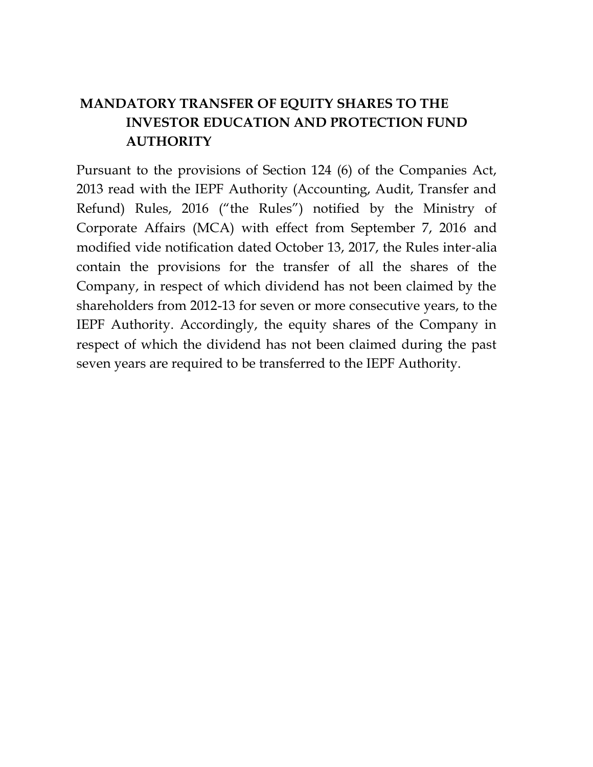# MANDATORY TRANSFER OF EQUITY SHARES TO THE INVESTOR EDUCATION AND PROTECTION FUND AUTHORITY

Pursuant to the provisions of Section 124 (6) of the Companies Act, 2013 read with the IEPF Authority (Accounting, Audit, Transfer and Refund) Rules, 2016 ("the Rules") notified by the Ministry of Corporate Affairs (MCA) with effect from September 7, 2016 and modified vide notification dated October 13, 2017, the Rules inter-alia contain the provisions for the transfer of all the shares of the Company, in respect of which dividend has not been claimed by the shareholders from 2012-13 for seven or more consecutive years, to the IEPF Authority. Accordingly, the equity shares of the Company in respect of which the dividend has not been claimed during the past seven years are required to be transferred to the IEPF Authority.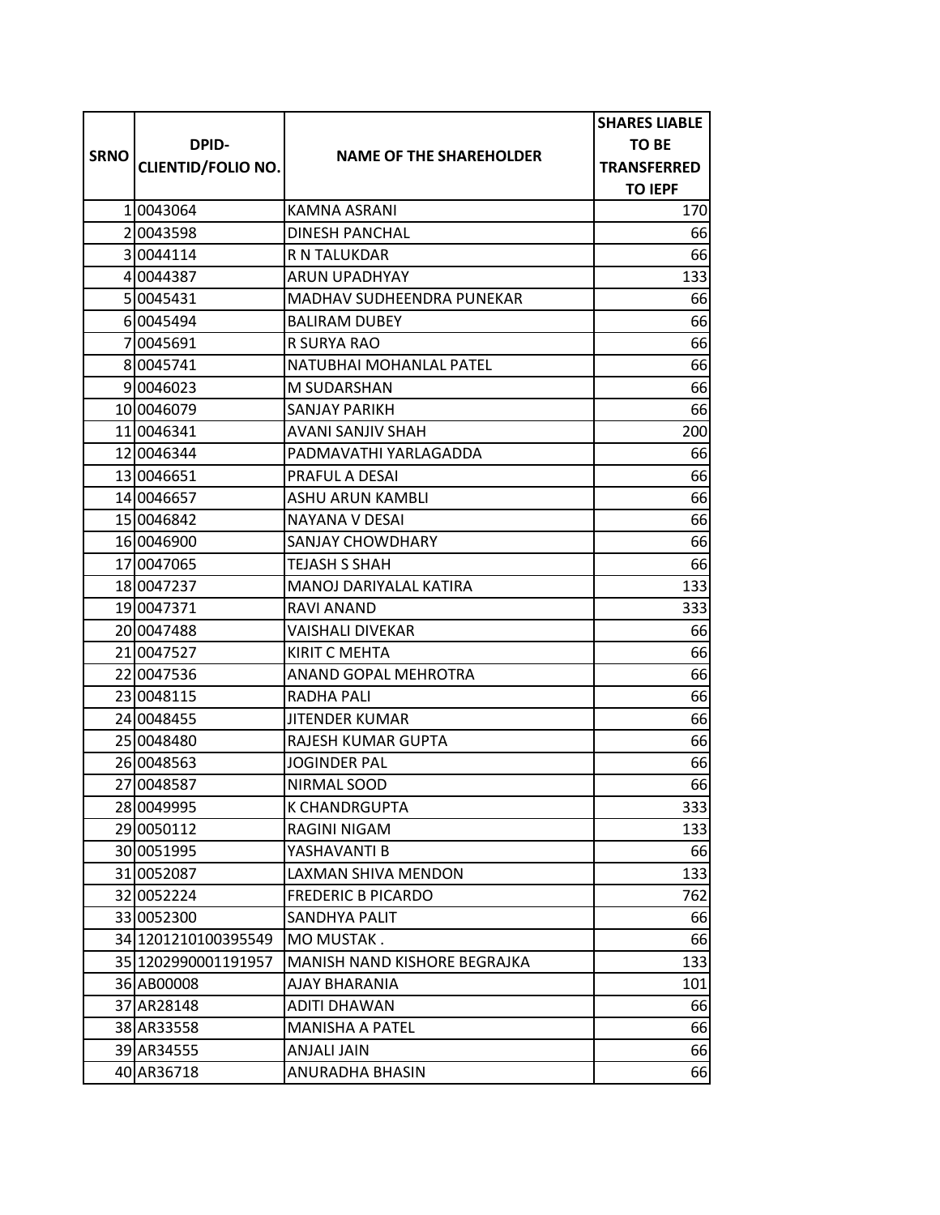| SRNO | DPID-CLIENTID/FOLIO NO. | NAME OF THE SHAREHOLDER | SHARES LIABLE TO BE TRANSFERRED TO IEPF |
|---|---|---|---|
| 1 | 0043064 | KAMNA ASRANI | 170 |
| 2 | 0043598 | DINESH PANCHAL | 66 |
| 3 | 0044114 | R N TALUKDAR | 66 |
| 4 | 0044387 | ARUN UPADHYAY | 133 |
| 5 | 0045431 | MADHAV SUDHEENDRA PUNEKAR | 66 |
| 6 | 0045494 | BALIRAM DUBEY | 66 |
| 7 | 0045691 | R SURYA RAO | 66 |
| 8 | 0045741 | NATUBHAI MOHANLAL PATEL | 66 |
| 9 | 0046023 | M SUDARSHAN | 66 |
| 10 | 0046079 | SANJAY PARIKH | 66 |
| 11 | 0046341 | AVANI SANJIV SHAH | 200 |
| 12 | 0046344 | PADMAVATHI YARLAGADDA | 66 |
| 13 | 0046651 | PRAFUL A DESAI | 66 |
| 14 | 0046657 | ASHU ARUN KAMBLI | 66 |
| 15 | 0046842 | NAYANA V DESAI | 66 |
| 16 | 0046900 | SANJAY CHOWDHARY | 66 |
| 17 | 0047065 | TEJASH S SHAH | 66 |
| 18 | 0047237 | MANOJ DARIYALAL KATIRA | 133 |
| 19 | 0047371 | RAVI ANAND | 333 |
| 20 | 0047488 | VAISHALI DIVEKAR | 66 |
| 21 | 0047527 | KIRIT C MEHTA | 66 |
| 22 | 0047536 | ANAND GOPAL MEHROTRA | 66 |
| 23 | 0048115 | RADHA PALI | 66 |
| 24 | 0048455 | JITENDER KUMAR | 66 |
| 25 | 0048480 | RAJESH KUMAR GUPTA | 66 |
| 26 | 0048563 | JOGINDER PAL | 66 |
| 27 | 0048587 | NIRMAL SOOD | 66 |
| 28 | 0049995 | K CHANDRGUPTA | 333 |
| 29 | 0050112 | RAGINI NIGAM | 133 |
| 30 | 0051995 | YASHAVANTI B | 66 |
| 31 | 0052087 | LAXMAN SHIVA MENDON | 133 |
| 32 | 0052224 | FREDERIC B PICARDO | 762 |
| 33 | 0052300 | SANDHYA PALIT | 66 |
| 34 | 1201210100395549 | MO MUSTAK . | 66 |
| 35 | 1202990001191957 | MANISH NAND KISHORE BEGRAJKA | 133 |
| 36 | AB00008 | AJAY BHARANIA | 101 |
| 37 | AR28148 | ADITI DHAWAN | 66 |
| 38 | AR33558 | MANISHA A PATEL | 66 |
| 39 | AR34555 | ANJALI JAIN | 66 |
| 40 | AR36718 | ANURADHA BHASIN | 66 |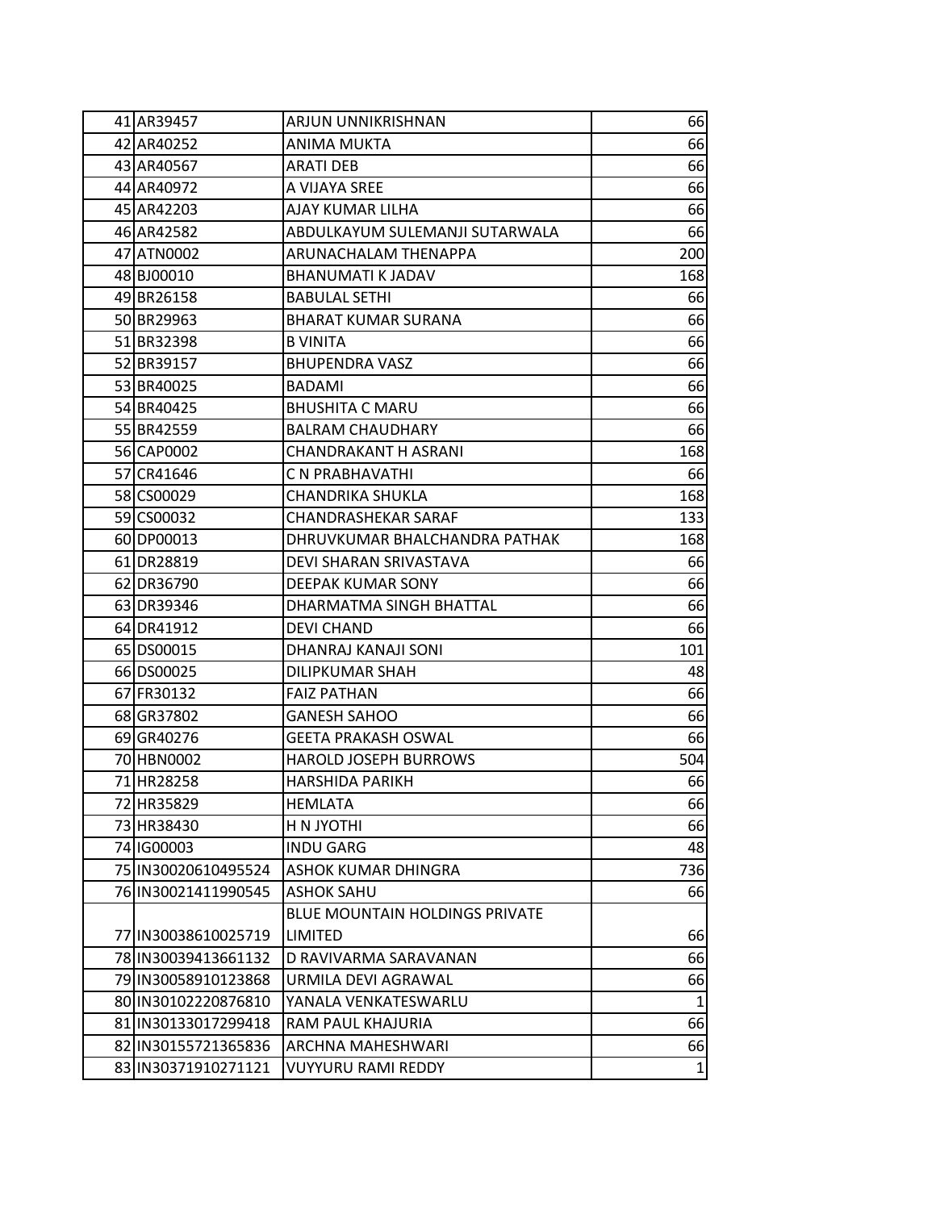| | | | |
|---|---|---|---|
| 41 | AR39457 | ARJUN UNNIKRISHNAN | 66 |
| 42 | AR40252 | ANIMA MUKTA | 66 |
| 43 | AR40567 | ARATI DEB | 66 |
| 44 | AR40972 | A VIJAYA SREE | 66 |
| 45 | AR42203 | AJAY KUMAR LILHA | 66 |
| 46 | AR42582 | ABDULKAYUM SULEMANJI SUTARWALA | 66 |
| 47 | ATN0002 | ARUNACHALAM THENAPPA | 200 |
| 48 | BJ00010 | BHANUMATI K JADAV | 168 |
| 49 | BR26158 | BABULAL SETHI | 66 |
| 50 | BR29963 | BHARAT KUMAR SURANA | 66 |
| 51 | BR32398 | B VINITA | 66 |
| 52 | BR39157 | BHUPENDRA VASZ | 66 |
| 53 | BR40025 | BADAMI | 66 |
| 54 | BR40425 | BHUSHITA C MARU | 66 |
| 55 | BR42559 | BALRAM CHAUDHARY | 66 |
| 56 | CAP0002 | CHANDRAKANT H ASRANI | 168 |
| 57 | CR41646 | C N PRABHAVATHI | 66 |
| 58 | CS00029 | CHANDRIKA SHUKLA | 168 |
| 59 | CS00032 | CHANDRASHEKAR SARAF | 133 |
| 60 | DP00013 | DHRUVKUMAR BHALCHANDRA PATHAK | 168 |
| 61 | DR28819 | DEVI SHARAN SRIVASTAVA | 66 |
| 62 | DR36790 | DEEPAK KUMAR SONY | 66 |
| 63 | DR39346 | DHARMATMA SINGH BHATTAL | 66 |
| 64 | DR41912 | DEVI CHAND | 66 |
| 65 | DS00015 | DHANRAJ KANAJI SONI | 101 |
| 66 | DS00025 | DILIPKUMAR SHAH | 48 |
| 67 | FR30132 | FAIZ PATHAN | 66 |
| 68 | GR37802 | GANESH SAHOO | 66 |
| 69 | GR40276 | GEETA PRAKASH OSWAL | 66 |
| 70 | HBN0002 | HAROLD JOSEPH BURROWS | 504 |
| 71 | HR28258 | HARSHIDA PARIKH | 66 |
| 72 | HR35829 | HEMLATA | 66 |
| 73 | HR38430 | H N JYOTHI | 66 |
| 74 | IG00003 | INDU GARG | 48 |
| 75 | IN30020610495524 | ASHOK KUMAR DHINGRA | 736 |
| 76 | IN30021411990545 | ASHOK SAHU | 66 |
| 77 | IN30038610025719 | BLUE MOUNTAIN HOLDINGS PRIVATE LIMITED | 66 |
| 78 | IN30039413661132 | D RAVIVARMA SARAVANAN | 66 |
| 79 | IN30058910123868 | URMILA DEVI AGRAWAL | 66 |
| 80 | IN30102220876810 | YANALA VENKATESWARLU | 1 |
| 81 | IN30133017299418 | RAM PAUL KHAJURIA | 66 |
| 82 | IN30155721365836 | ARCHNA MAHESHWARI | 66 |
| 83 | IN30371910271121 | VUYYURU RAMI REDDY | 1 |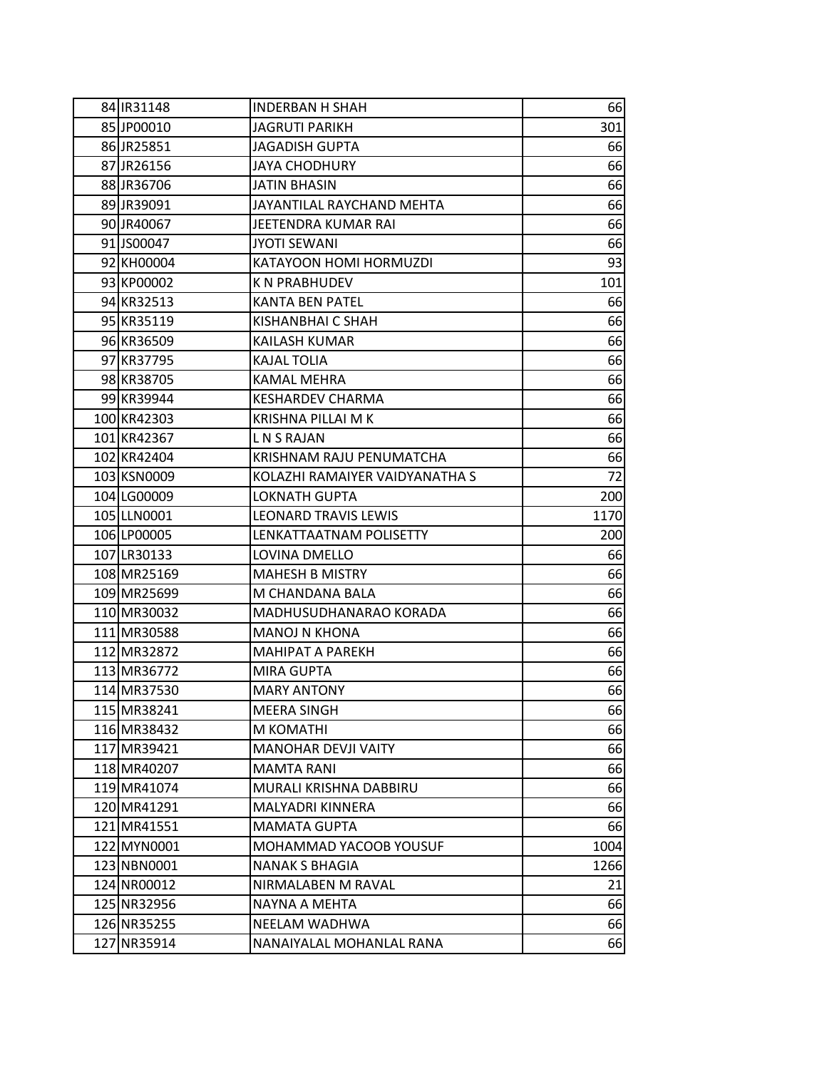| | | | |
|---|---|---|---|
| 84 | IR31148 | INDERBAN H SHAH | 66 |
| 85 | JP00010 | JAGRUTI PARIKH | 301 |
| 86 | JR25851 | JAGADISH GUPTA | 66 |
| 87 | JR26156 | JAYA CHODHURY | 66 |
| 88 | JR36706 | JATIN BHASIN | 66 |
| 89 | JR39091 | JAYANTILAL RAYCHAND MEHTA | 66 |
| 90 | JR40067 | JEETENDRA KUMAR RAI | 66 |
| 91 | JS00047 | JYOTI SEWANI | 66 |
| 92 | KH00004 | KATAYOON HOMI HORMUZDI | 93 |
| 93 | KP00002 | K N PRABHUDEV | 101 |
| 94 | KR32513 | KANTA BEN PATEL | 66 |
| 95 | KR35119 | KISHANBHAI C SHAH | 66 |
| 96 | KR36509 | KAILASH KUMAR | 66 |
| 97 | KR37795 | KAJAL TOLIA | 66 |
| 98 | KR38705 | KAMAL MEHRA | 66 |
| 99 | KR39944 | KESHARDEV CHARMA | 66 |
| 100 | KR42303 | KRISHNA PILLAI M K | 66 |
| 101 | KR42367 | L N S RAJAN | 66 |
| 102 | KR42404 | KRISHNAM RAJU PENUMATCHA | 66 |
| 103 | KSN0009 | KOLAZHI RAMAIYER VAIDYANATHA S | 72 |
| 104 | LG00009 | LOKNATH GUPTA | 200 |
| 105 | LLN0001 | LEONARD TRAVIS LEWIS | 1170 |
| 106 | LP00005 | LENKATTAATNAM POLISETTY | 200 |
| 107 | LR30133 | LOVINA DMELLO | 66 |
| 108 | MR25169 | MAHESH B MISTRY | 66 |
| 109 | MR25699 | M CHANDANA BALA | 66 |
| 110 | MR30032 | MADHUSUDHANARAO KORADA | 66 |
| 111 | MR30588 | MANOJ N KHONA | 66 |
| 112 | MR32872 | MAHIPAT A PAREKH | 66 |
| 113 | MR36772 | MIRA GUPTA | 66 |
| 114 | MR37530 | MARY ANTONY | 66 |
| 115 | MR38241 | MEERA SINGH | 66 |
| 116 | MR38432 | M KOMATHI | 66 |
| 117 | MR39421 | MANOHAR DEVJI VAITY | 66 |
| 118 | MR40207 | MAMTA RANI | 66 |
| 119 | MR41074 | MURALI KRISHNA DABBIRU | 66 |
| 120 | MR41291 | MALYADRI KINNERA | 66 |
| 121 | MR41551 | MAMATA GUPTA | 66 |
| 122 | MYN0001 | MOHAMMAD YACOOB YOUSUF | 1004 |
| 123 | NBN0001 | NANAK S BHAGIA | 1266 |
| 124 | NR00012 | NIRMALABEN M RAVAL | 21 |
| 125 | NR32956 | NAYNA A MEHTA | 66 |
| 126 | NR35255 | NEELAM WADHWA | 66 |
| 127 | NR35914 | NANAIYALAL MOHANLAL RANA | 66 |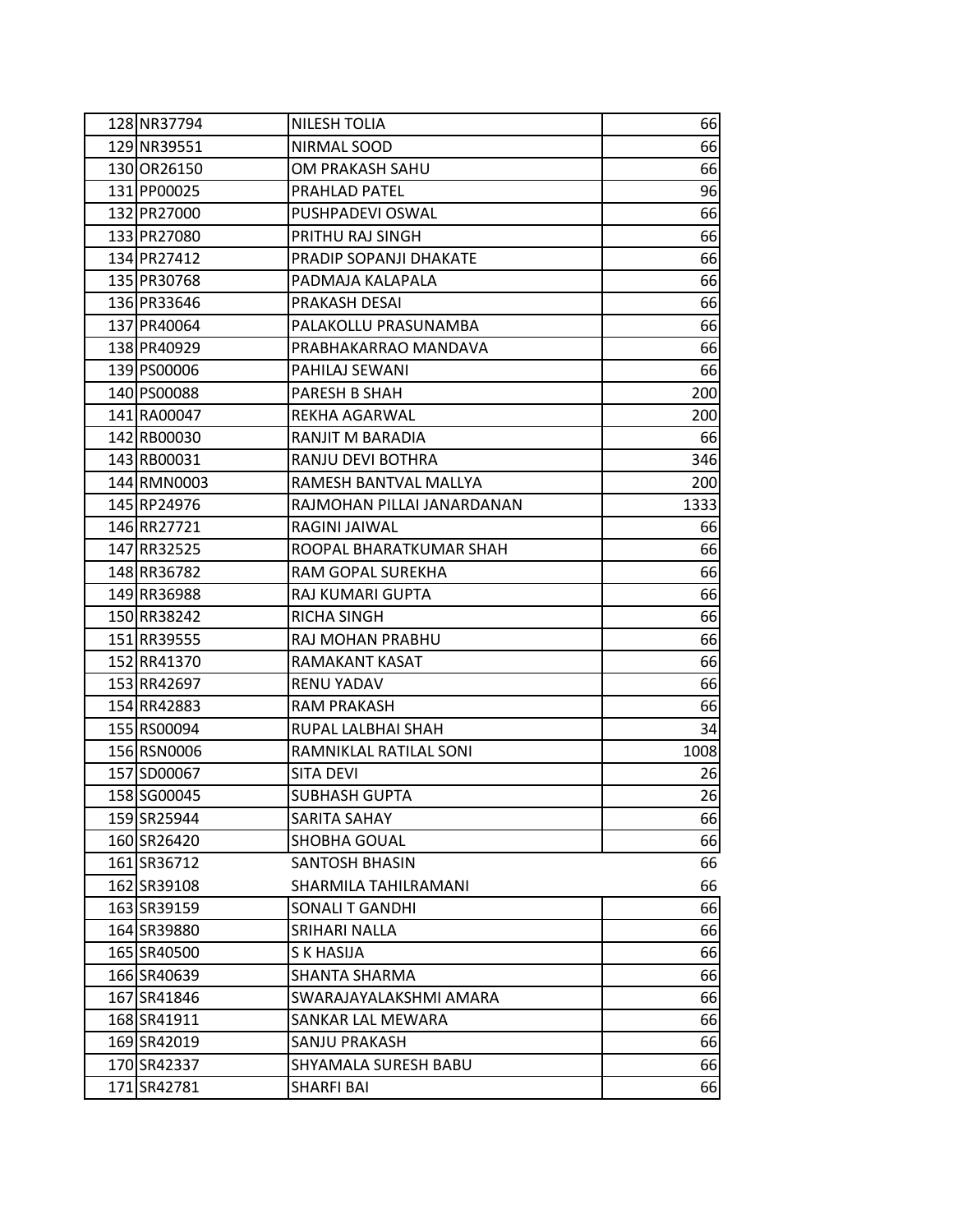| | | | |
|---|---|---|---|
| 128 | NR37794 | NILESH TOLIA | 66 |
| 129 | NR39551 | NIRMAL SOOD | 66 |
| 130 | OR26150 | OM PRAKASH SAHU | 66 |
| 131 | PP00025 | PRAHLAD PATEL | 96 |
| 132 | PR27000 | PUSHPADEVI OSWAL | 66 |
| 133 | PR27080 | PRITHU RAJ SINGH | 66 |
| 134 | PR27412 | PRADIP SOPANJI DHAKATE | 66 |
| 135 | PR30768 | PADMAJA KALAPALA | 66 |
| 136 | PR33646 | PRAKASH DESAI | 66 |
| 137 | PR40064 | PALAKOLLU PRASUNAMBA | 66 |
| 138 | PR40929 | PRABHAKARRAO MANDAVA | 66 |
| 139 | PS00006 | PAHILAJ SEWANI | 66 |
| 140 | PS00088 | PARESH B SHAH | 200 |
| 141 | RA00047 | REKHA AGARWAL | 200 |
| 142 | RB00030 | RANJIT M BARADIA | 66 |
| 143 | RB00031 | RANJU DEVI BOTHRA | 346 |
| 144 | RMN0003 | RAMESH BANTVAL MALLYA | 200 |
| 145 | RP24976 | RAJMOHAN PILLAI JANARDANAN | 1333 |
| 146 | RR27721 | RAGINI JAIWAL | 66 |
| 147 | RR32525 | ROOPAL BHARATKUMAR SHAH | 66 |
| 148 | RR36782 | RAM GOPAL SUREKHA | 66 |
| 149 | RR36988 | RAJ KUMARI GUPTA | 66 |
| 150 | RR38242 | RICHA SINGH | 66 |
| 151 | RR39555 | RAJ MOHAN PRABHU | 66 |
| 152 | RR41370 | RAMAKANT KASAT | 66 |
| 153 | RR42697 | RENU YADAV | 66 |
| 154 | RR42883 | RAM PRAKASH | 66 |
| 155 | RS00094 | RUPAL LALBHAI SHAH | 34 |
| 156 | RSN0006 | RAMNIKLAL RATILAL SONI | 1008 |
| 157 | SD00067 | SITA DEVI | 26 |
| 158 | SG00045 | SUBHASH GUPTA | 26 |
| 159 | SR25944 | SARITA SAHAY | 66 |
| 160 | SR26420 | SHOBHA GOUAL | 66 |
| 161 | SR36712 | SANTOSH BHASIN | 66 |
| 162 | SR39108 | SHARMILA TAHILRAMANI | 66 |
| 163 | SR39159 | SONALI T GANDHI | 66 |
| 164 | SR39880 | SRIHARI NALLA | 66 |
| 165 | SR40500 | S K HASIJA | 66 |
| 166 | SR40639 | SHANTA SHARMA | 66 |
| 167 | SR41846 | SWARAJAYALAKSHMI AMARA | 66 |
| 168 | SR41911 | SANKAR LAL MEWARA | 66 |
| 169 | SR42019 | SANJU PRAKASH | 66 |
| 170 | SR42337 | SHYAMALA SURESH BABU | 66 |
| 171 | SR42781 | SHARFI BAI | 66 |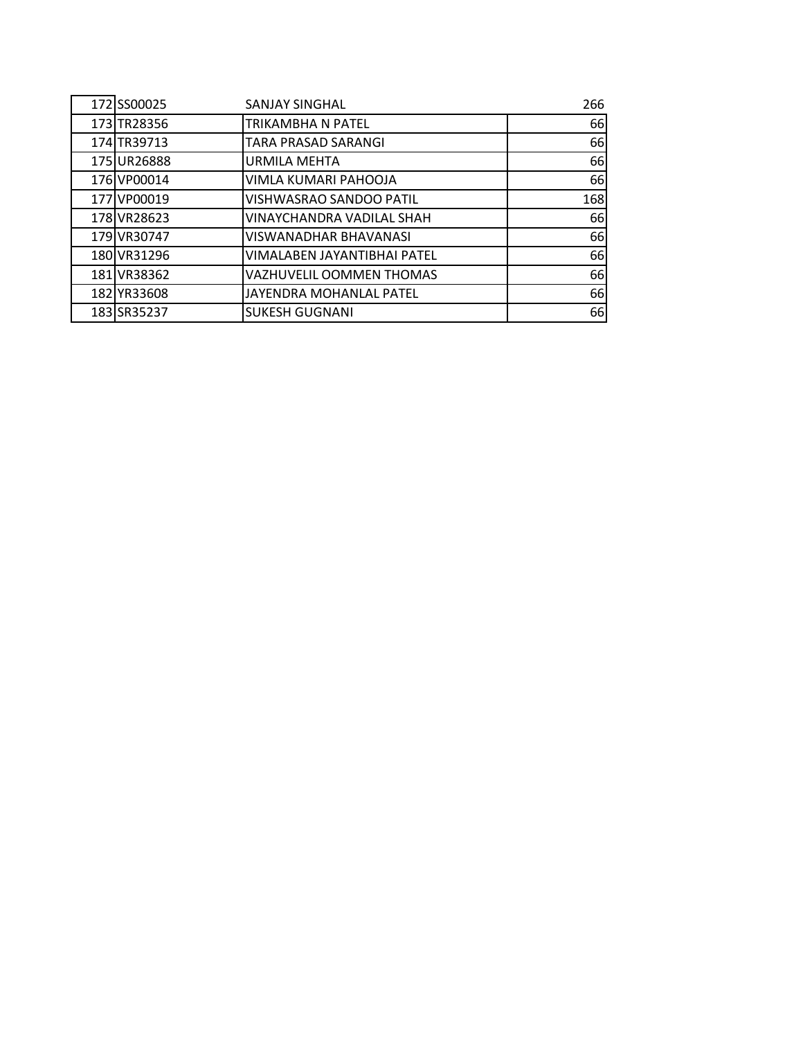| | | | |
|---|---|---|---|
| 172 | SS00025 | SANJAY SINGHAL | 266 |
| 173 | TR28356 | TRIKAMBHA N PATEL | 66 |
| 174 | TR39713 | TARA PRASAD SARANGI | 66 |
| 175 | UR26888 | URMILA MEHTA | 66 |
| 176 | VP00014 | VIMLA KUMARI PAHOOJA | 66 |
| 177 | VP00019 | VISHWASRAO SANDOO PATIL | 168 |
| 178 | VR28623 | VINAYCHANDRA VADILAL SHAH | 66 |
| 179 | VR30747 | VISWANADHAR BHAVANASI | 66 |
| 180 | VR31296 | VIMALABEN JAYANTIBHAI PATEL | 66 |
| 181 | VR38362 | VAZHUVELIL OOMMEN THOMAS | 66 |
| 182 | YR33608 | JAYENDRA MOHANLAL PATEL | 66 |
| 183 | SR35237 | SUKESH GUGNANI | 66 |